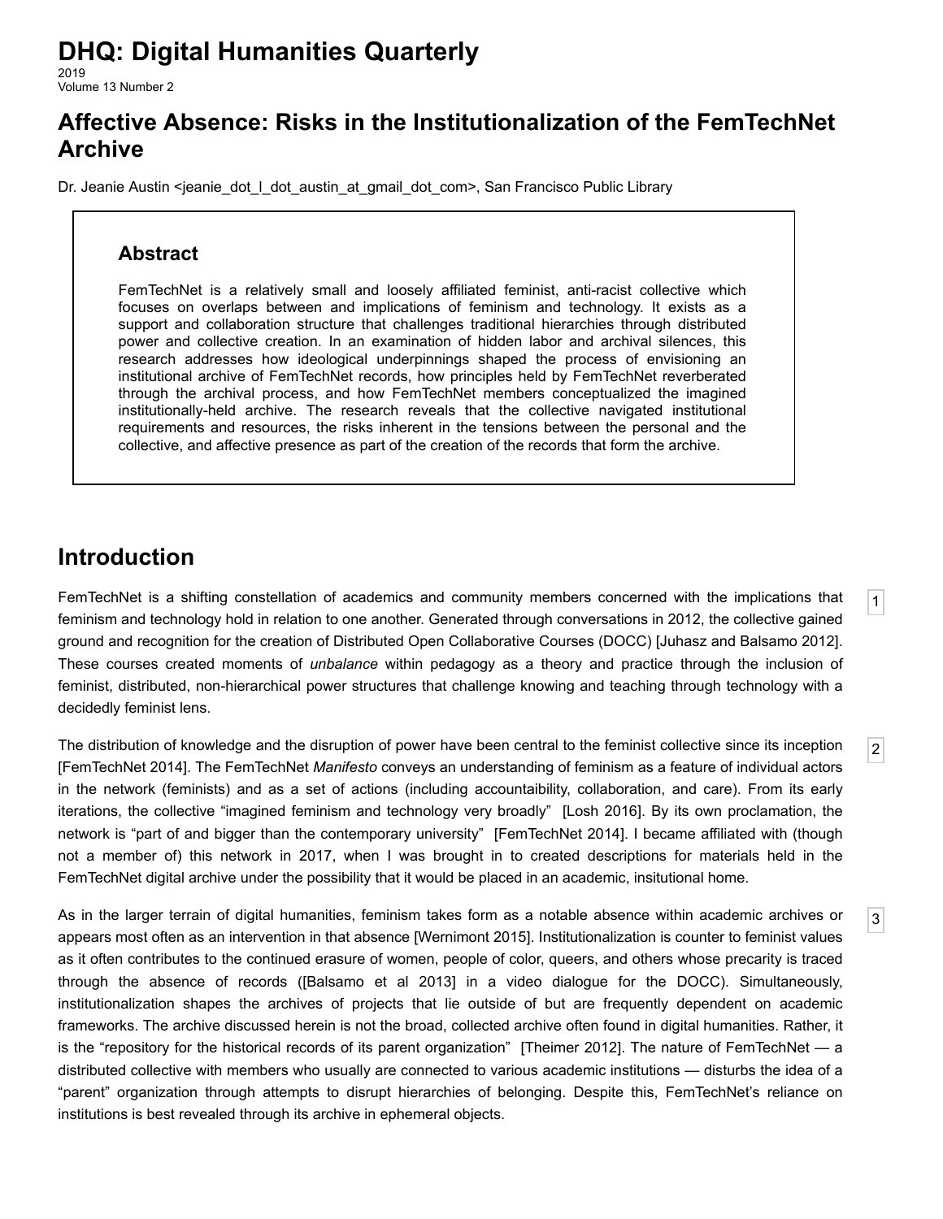# DHQ: Digital Humanities Quarterly

2019
Volume 13 Number 2

## Affective Absence: Risks in the Institutionalization of the FemTechNet Archive

Dr. Jeanie Austin <jeanie_dot_l_dot_austin_at_gmail_dot_com>, San Francisco Public Library

### Abstract

FemTechNet is a relatively small and loosely affiliated feminist, anti-racist collective which focuses on overlaps between and implications of feminism and technology. It exists as a support and collaboration structure that challenges traditional hierarchies through distributed power and collective creation. In an examination of hidden labor and archival silences, this research addresses how ideological underpinnings shaped the process of envisioning an institutional archive of FemTechNet records, how principles held by FemTechNet reverberated through the archival process, and how FemTechNet members conceptualized the imagined institutionally-held archive. The research reveals that the collective navigated institutional requirements and resources, the risks inherent in the tensions between the personal and the collective, and affective presence as part of the creation of the records that form the archive.

## Introduction

[1] FemTechNet is a shifting constellation of academics and community members concerned with the implications that feminism and technology hold in relation to one another. Generated through conversations in 2012, the collective gained ground and recognition for the creation of Distributed Open Collaborative Courses (DOCC) [Juhasz and Balsamo 2012]. These courses created moments of *unbalance* within pedagogy as a theory and practice through the inclusion of feminist, distributed, non-hierarchical power structures that challenge knowing and teaching through technology with a decidedly feminist lens.

[2] The distribution of knowledge and the disruption of power have been central to the feminist collective since its inception [FemTechNet 2014]. The FemTechNet *Manifesto* conveys an understanding of feminism as a feature of individual actors in the network (feminists) and as a set of actions (including accountaibility, collaboration, and care). From its early iterations, the collective "imagined feminism and technology very broadly" [Losh 2016]. By its own proclamation, the network is "part of and bigger than the contemporary university" [FemTechNet 2014]. I became affiliated with (though not a member of) this network in 2017, when I was brought in to created descriptions for materials held in the FemTechNet digital archive under the possibility that it would be placed in an academic, insitutional home.

[3] As in the larger terrain of digital humanities, feminism takes form as a notable absence within academic archives or appears most often as an intervention in that absence [Wernimont 2015]. Institutionalization is counter to feminist values as it often contributes to the continued erasure of women, people of color, queers, and others whose precarity is traced through the absence of records ([Balsamo et al 2013] in a video dialogue for the DOCC). Simultaneously, institutionalization shapes the archives of projects that lie outside of but are frequently dependent on academic frameworks. The archive discussed herein is not the broad, collected archive often found in digital humanities. Rather, it is the "repository for the historical records of its parent organization" [Theimer 2012]. The nature of FemTechNet — a distributed collective with members who usually are connected to various academic institutions — disturbs the idea of a "parent" organization through attempts to disrupt hierarchies of belonging. Despite this, FemTechNet's reliance on institutions is best revealed through its archive in ephemeral objects.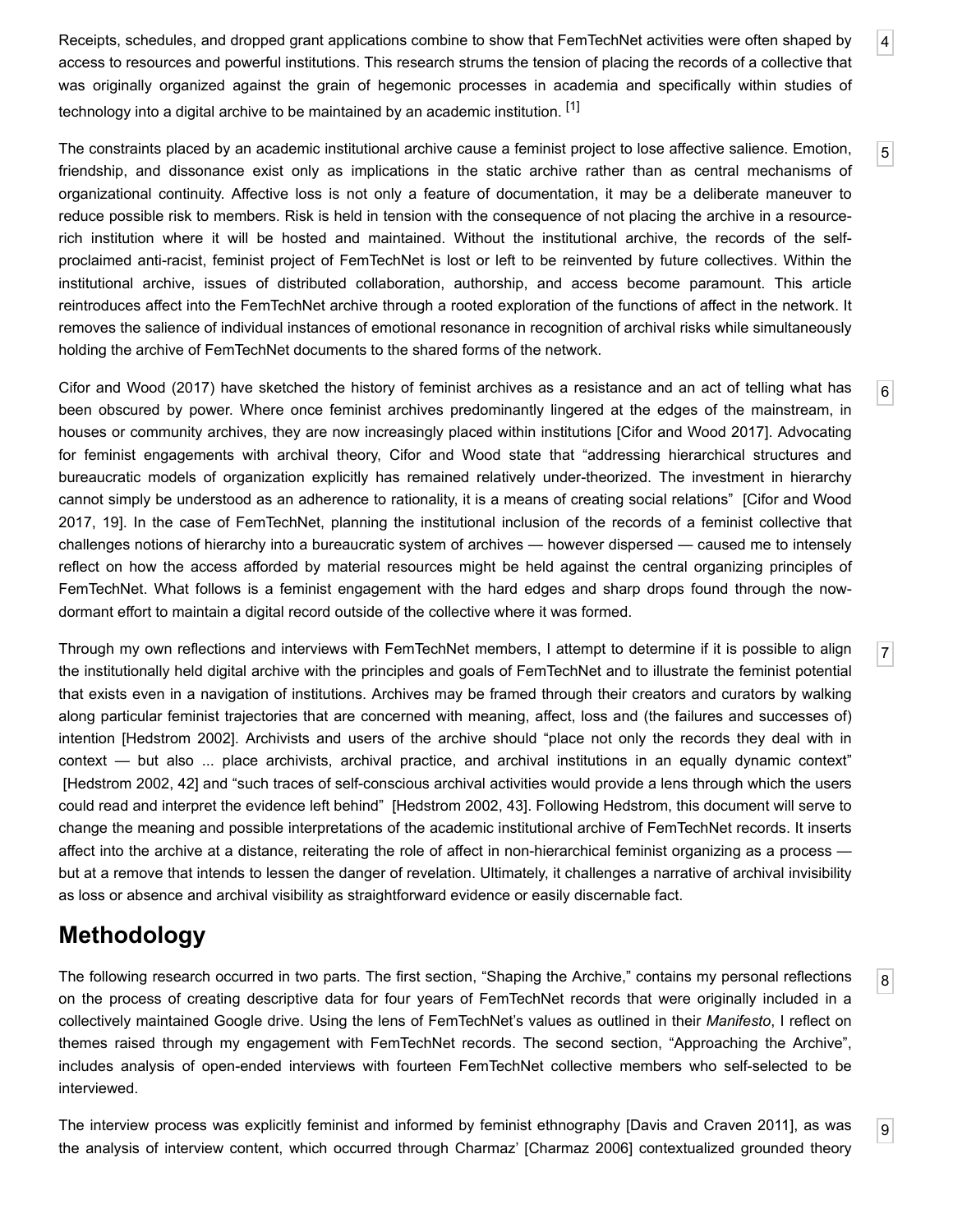Receipts, schedules, and dropped grant applications combine to show that FemTechNet activities were often shaped by access to resources and powerful institutions. This research strums the tension of placing the records of a collective that was originally organized against the grain of hegemonic processes in academia and specifically within studies of technology into a digital archive to be maintained by an academic institution. [1]

The constraints placed by an academic institutional archive cause a feminist project to lose affective salience. Emotion, friendship, and dissonance exist only as implications in the static archive rather than as central mechanisms of organizational continuity. Affective loss is not only a feature of documentation, it may be a deliberate maneuver to reduce possible risk to members. Risk is held in tension with the consequence of not placing the archive in a resource-rich institution where it will be hosted and maintained. Without the institutional archive, the records of the self-proclaimed anti-racist, feminist project of FemTechNet is lost or left to be reinvented by future collectives. Within the institutional archive, issues of distributed collaboration, authorship, and access become paramount. This article reintroduces affect into the FemTechNet archive through a rooted exploration of the functions of affect in the network. It removes the salience of individual instances of emotional resonance in recognition of archival risks while simultaneously holding the archive of FemTechNet documents to the shared forms of the network.

Cifor and Wood (2017) have sketched the history of feminist archives as a resistance and an act of telling what has been obscured by power. Where once feminist archives predominantly lingered at the edges of the mainstream, in houses or community archives, they are now increasingly placed within institutions [Cifor and Wood 2017]. Advocating for feminist engagements with archival theory, Cifor and Wood state that "addressing hierarchical structures and bureaucratic models of organization explicitly has remained relatively under-theorized. The investment in hierarchy cannot simply be understood as an adherence to rationality, it is a means of creating social relations" [Cifor and Wood 2017, 19]. In the case of FemTechNet, planning the institutional inclusion of the records of a feminist collective that challenges notions of hierarchy into a bureaucratic system of archives — however dispersed — caused me to intensely reflect on how the access afforded by material resources might be held against the central organizing principles of FemTechNet. What follows is a feminist engagement with the hard edges and sharp drops found through the now-dormant effort to maintain a digital record outside of the collective where it was formed.

Through my own reflections and interviews with FemTechNet members, I attempt to determine if it is possible to align the institutionally held digital archive with the principles and goals of FemTechNet and to illustrate the feminist potential that exists even in a navigation of institutions. Archives may be framed through their creators and curators by walking along particular feminist trajectories that are concerned with meaning, affect, loss and (the failures and successes of) intention [Hedstrom 2002]. Archivists and users of the archive should "place not only the records they deal with in context — but also ... place archivists, archival practice, and archival institutions in an equally dynamic context" [Hedstrom 2002, 42] and "such traces of self-conscious archival activities would provide a lens through which the users could read and interpret the evidence left behind" [Hedstrom 2002, 43]. Following Hedstrom, this document will serve to change the meaning and possible interpretations of the academic institutional archive of FemTechNet records. It inserts affect into the archive at a distance, reiterating the role of affect in non-hierarchical feminist organizing as a process — but at a remove that intends to lessen the danger of revelation. Ultimately, it challenges a narrative of archival invisibility as loss or absence and archival visibility as straightforward evidence or easily discernable fact.

## Methodology

The following research occurred in two parts. The first section, "Shaping the Archive," contains my personal reflections on the process of creating descriptive data for four years of FemTechNet records that were originally included in a collectively maintained Google drive. Using the lens of FemTechNet's values as outlined in their *Manifesto*, I reflect on themes raised through my engagement with FemTechNet records. The second section, "Approaching the Archive", includes analysis of open-ended interviews with fourteen FemTechNet collective members who self-selected to be interviewed.

The interview process was explicitly feminist and informed by feminist ethnography [Davis and Craven 2011], as was the analysis of interview content, which occurred through Charmaz' [Charmaz 2006] contextualized grounded theory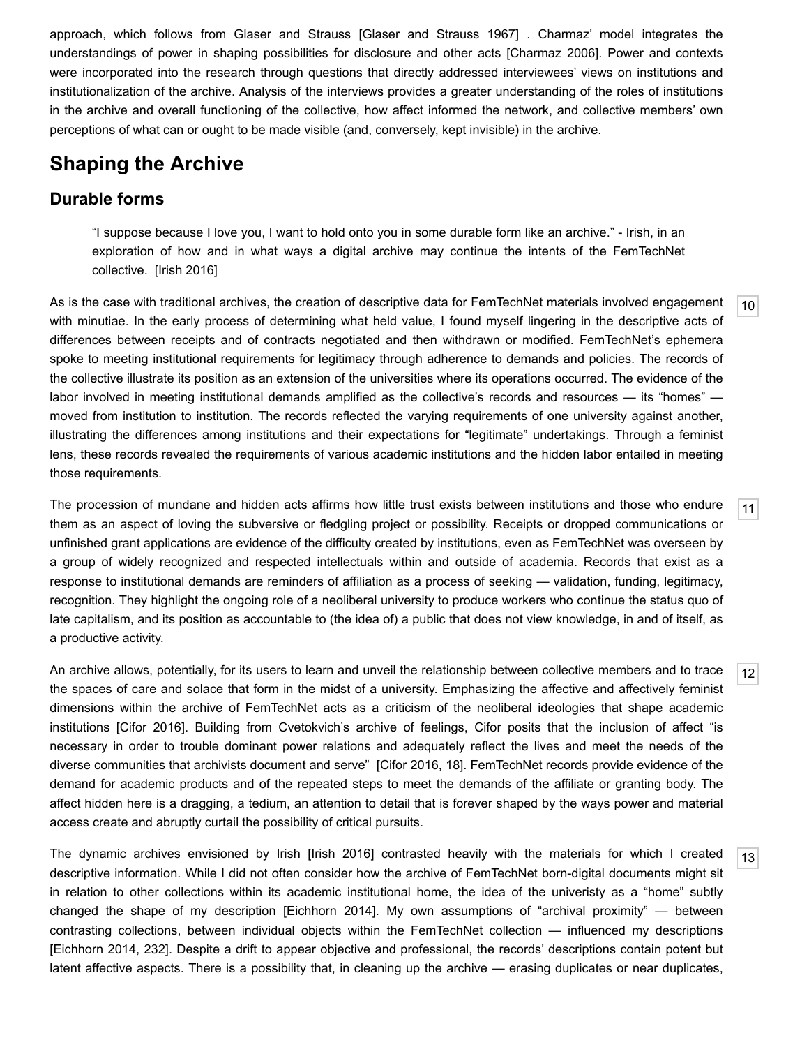approach, which follows from Glaser and Strauss [Glaser and Strauss 1967] . Charmaz' model integrates the understandings of power in shaping possibilities for disclosure and other acts [Charmaz 2006]. Power and contexts were incorporated into the research through questions that directly addressed interviewees' views on institutions and institutionalization of the archive. Analysis of the interviews provides a greater understanding of the roles of institutions in the archive and overall functioning of the collective, how affect informed the network, and collective members' own perceptions of what can or ought to be made visible (and, conversely, kept invisible) in the archive.

## Shaping the Archive

### Durable forms

> "I suppose because I love you, I want to hold onto you in some durable form like an archive." - Irish, in an exploration of how and in what ways a digital archive may continue the intents of the FemTechNet collective. [Irish 2016]

10 As is the case with traditional archives, the creation of descriptive data for FemTechNet materials involved engagement with minutiae. In the early process of determining what held value, I found myself lingering in the descriptive acts of differences between receipts and of contracts negotiated and then withdrawn or modified. FemTechNet's ephemera spoke to meeting institutional requirements for legitimacy through adherence to demands and policies. The records of the collective illustrate its position as an extension of the universities where its operations occurred. The evidence of the labor involved in meeting institutional demands amplified as the collective's records and resources — its "homes" — moved from institution to institution. The records reflected the varying requirements of one university against another, illustrating the differences among institutions and their expectations for "legitimate" undertakings. Through a feminist lens, these records revealed the requirements of various academic institutions and the hidden labor entailed in meeting those requirements.

11 The procession of mundane and hidden acts affirms how little trust exists between institutions and those who endure them as an aspect of loving the subversive or fledgling project or possibility. Receipts or dropped communications or unfinished grant applications are evidence of the difficulty created by institutions, even as FemTechNet was overseen by a group of widely recognized and respected intellectuals within and outside of academia. Records that exist as a response to institutional demands are reminders of affiliation as a process of seeking — validation, funding, legitimacy, recognition. They highlight the ongoing role of a neoliberal university to produce workers who continue the status quo of late capitalism, and its position as accountable to (the idea of) a public that does not view knowledge, in and of itself, as a productive activity.

12 An archive allows, potentially, for its users to learn and unveil the relationship between collective members and to trace the spaces of care and solace that form in the midst of a university. Emphasizing the affective and affectively feminist dimensions within the archive of FemTechNet acts as a criticism of the neoliberal ideologies that shape academic institutions [Cifor 2016]. Building from Cvetokvich's archive of feelings, Cifor posits that the inclusion of affect "is necessary in order to trouble dominant power relations and adequately reflect the lives and meet the needs of the diverse communities that archivists document and serve" [Cifor 2016, 18]. FemTechNet records provide evidence of the demand for academic products and of the repeated steps to meet the demands of the affiliate or granting body. The affect hidden here is a dragging, a tedium, an attention to detail that is forever shaped by the ways power and material access create and abruptly curtail the possibility of critical pursuits.

13 The dynamic archives envisioned by Irish [Irish 2016] contrasted heavily with the materials for which I created descriptive information. While I did not often consider how the archive of FemTechNet born-digital documents might sit in relation to other collections within its academic institutional home, the idea of the univeristy as a "home" subtly changed the shape of my description [Eichhorn 2014]. My own assumptions of "archival proximity" — between contrasting collections, between individual objects within the FemTechNet collection — influenced my descriptions [Eichhorn 2014, 232]. Despite a drift to appear objective and professional, the records' descriptions contain potent but latent affective aspects. There is a possibility that, in cleaning up the archive — erasing duplicates or near duplicates,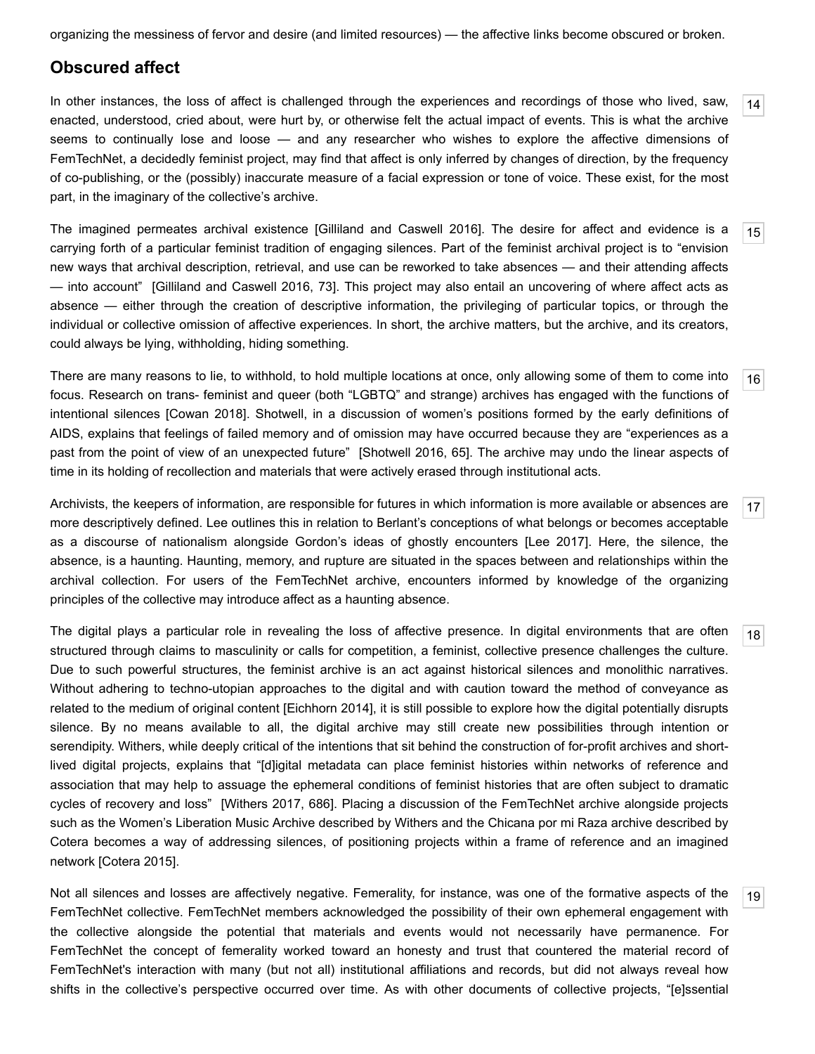organizing the messiness of fervor and desire (and limited resources) — the affective links become obscured or broken.

## Obscured affect

In other instances, the loss of affect is challenged through the experiences and recordings of those who lived, saw, enacted, understood, cried about, were hurt by, or otherwise felt the actual impact of events. This is what the archive seems to continually lose and loose — and any researcher who wishes to explore the affective dimensions of FemTechNet, a decidedly feminist project, may find that affect is only inferred by changes of direction, by the frequency of co-publishing, or the (possibly) inaccurate measure of a facial expression or tone of voice. These exist, for the most part, in the imaginary of the collective's archive.

The imagined permeates archival existence [Gilliland and Caswell 2016]. The desire for affect and evidence is a carrying forth of a particular feminist tradition of engaging silences. Part of the feminist archival project is to "envision new ways that archival description, retrieval, and use can be reworked to take absences — and their attending affects — into account" [Gilliland and Caswell 2016, 73]. This project may also entail an uncovering of where affect acts as absence — either through the creation of descriptive information, the privileging of particular topics, or through the individual or collective omission of affective experiences. In short, the archive matters, but the archive, and its creators, could always be lying, withholding, hiding something.

There are many reasons to lie, to withhold, to hold multiple locations at once, only allowing some of them to come into focus. Research on trans- feminist and queer (both "LGBTQ" and strange) archives has engaged with the functions of intentional silences [Cowan 2018]. Shotwell, in a discussion of women's positions formed by the early definitions of AIDS, explains that feelings of failed memory and of omission may have occurred because they are "experiences as a past from the point of view of an unexpected future" [Shotwell 2016, 65]. The archive may undo the linear aspects of time in its holding of recollection and materials that were actively erased through institutional acts.

Archivists, the keepers of information, are responsible for futures in which information is more available or absences are more descriptively defined. Lee outlines this in relation to Berlant's conceptions of what belongs or becomes acceptable as a discourse of nationalism alongside Gordon's ideas of ghostly encounters [Lee 2017]. Here, the silence, the absence, is a haunting. Haunting, memory, and rupture are situated in the spaces between and relationships within the archival collection. For users of the FemTechNet archive, encounters informed by knowledge of the organizing principles of the collective may introduce affect as a haunting absence.

The digital plays a particular role in revealing the loss of affective presence. In digital environments that are often structured through claims to masculinity or calls for competition, a feminist, collective presence challenges the culture. Due to such powerful structures, the feminist archive is an act against historical silences and monolithic narratives. Without adhering to techno-utopian approaches to the digital and with caution toward the method of conveyance as related to the medium of original content [Eichhorn 2014], it is still possible to explore how the digital potentially disrupts silence. By no means available to all, the digital archive may still create new possibilities through intention or serendipity. Withers, while deeply critical of the intentions that sit behind the construction of for-profit archives and short-lived digital projects, explains that "[d]igital metadata can place feminist histories within networks of reference and association that may help to assuage the ephemeral conditions of feminist histories that are often subject to dramatic cycles of recovery and loss" [Withers 2017, 686]. Placing a discussion of the FemTechNet archive alongside projects such as the Women's Liberation Music Archive described by Withers and the Chicana por mi Raza archive described by Cotera becomes a way of addressing silences, of positioning projects within a frame of reference and an imagined network [Cotera 2015].

Not all silences and losses are affectively negative. Femerality, for instance, was one of the formative aspects of the FemTechNet collective. FemTechNet members acknowledged the possibility of their own ephemeral engagement with the collective alongside the potential that materials and events would not necessarily have permanence. For FemTechNet the concept of femerality worked toward an honesty and trust that countered the material record of FemTechNet's interaction with many (but not all) institutional affiliations and records, but did not always reveal how shifts in the collective's perspective occurred over time. As with other documents of collective projects, "[e]ssential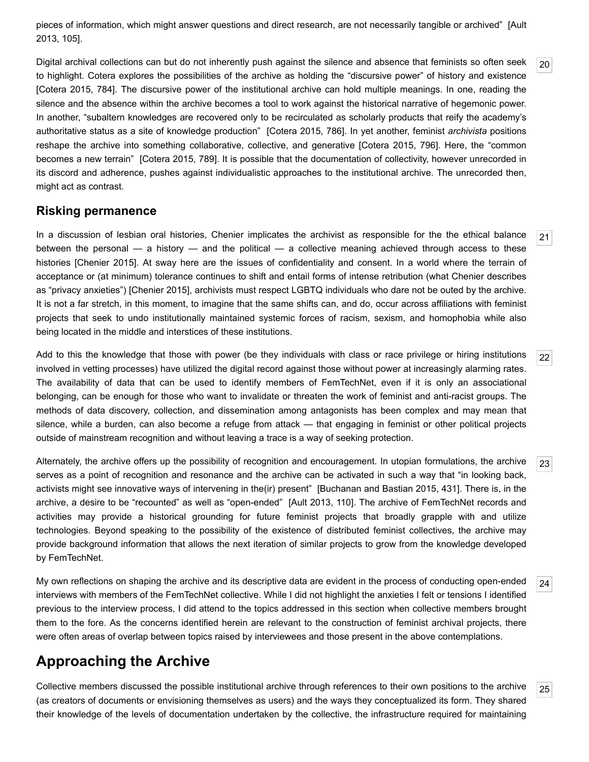pieces of information, which might answer questions and direct research, are not necessarily tangible or archived" [Ault 2013, 105].

Digital archival collections can but do not inherently push against the silence and absence that feminists so often seek to highlight. Cotera explores the possibilities of the archive as holding the "discursive power" of history and existence [Cotera 2015, 784]. The discursive power of the institutional archive can hold multiple meanings. In one, reading the silence and the absence within the archive becomes a tool to work against the historical narrative of hegemonic power. In another, "subaltern knowledges are recovered only to be recirculated as scholarly products that reify the academy's authoritative status as a site of knowledge production" [Cotera 2015, 786]. In yet another, feminist *archivista* positions reshape the archive into something collaborative, collective, and generative [Cotera 2015, 796]. Here, the "common becomes a new terrain" [Cotera 2015, 789]. It is possible that the documentation of collectivity, however unrecorded in its discord and adherence, pushes against individualistic approaches to the institutional archive. The unrecorded then, might act as contrast.

## Risking permanence

In a discussion of lesbian oral histories, Chenier implicates the archivist as responsible for the the ethical balance between the personal — a history — and the political — a collective meaning achieved through access to these histories [Chenier 2015]. At sway here are the issues of confidentiality and consent. In a world where the terrain of acceptance or (at minimum) tolerance continues to shift and entail forms of intense retribution (what Chenier describes as "privacy anxieties") [Chenier 2015], archivists must respect LGBTQ individuals who dare not be outed by the archive. It is not a far stretch, in this moment, to imagine that the same shifts can, and do, occur across affiliations with feminist projects that seek to undo institutionally maintained systemic forces of racism, sexism, and homophobia while also being located in the middle and interstices of these institutions.

Add to this the knowledge that those with power (be they individuals with class or race privilege or hiring institutions involved in vetting processes) have utilized the digital record against those without power at increasingly alarming rates. The availability of data that can be used to identify members of FemTechNet, even if it is only an associational belonging, can be enough for those who want to invalidate or threaten the work of feminist and anti-racist groups. The methods of data discovery, collection, and dissemination among antagonists has been complex and may mean that silence, while a burden, can also become a refuge from attack — that engaging in feminist or other political projects outside of mainstream recognition and without leaving a trace is a way of seeking protection.

Alternately, the archive offers up the possibility of recognition and encouragement. In utopian formulations, the archive serves as a point of recognition and resonance and the archive can be activated in such a way that "in looking back, activists might see innovative ways of intervening in the(ir) present" [Buchanan and Bastian 2015, 431]. There is, in the archive, a desire to be "recounted" as well as "open-ended" [Ault 2013, 110]. The archive of FemTechNet records and activities may provide a historical grounding for future feminist projects that broadly grapple with and utilize technologies. Beyond speaking to the possibility of the existence of distributed feminist collectives, the archive may provide background information that allows the next iteration of similar projects to grow from the knowledge developed by FemTechNet.

My own reflections on shaping the archive and its descriptive data are evident in the process of conducting open-ended interviews with members of the FemTechNet collective. While I did not highlight the anxieties I felt or tensions I identified previous to the interview process, I did attend to the topics addressed in this section when collective members brought them to the fore. As the concerns identified herein are relevant to the construction of feminist archival projects, there were often areas of overlap between topics raised by interviewees and those present in the above contemplations.

# Approaching the Archive

Collective members discussed the possible institutional archive through references to their own positions to the archive (as creators of documents or envisioning themselves as users) and the ways they conceptualized its form. They shared their knowledge of the levels of documentation undertaken by the collective, the infrastructure required for maintaining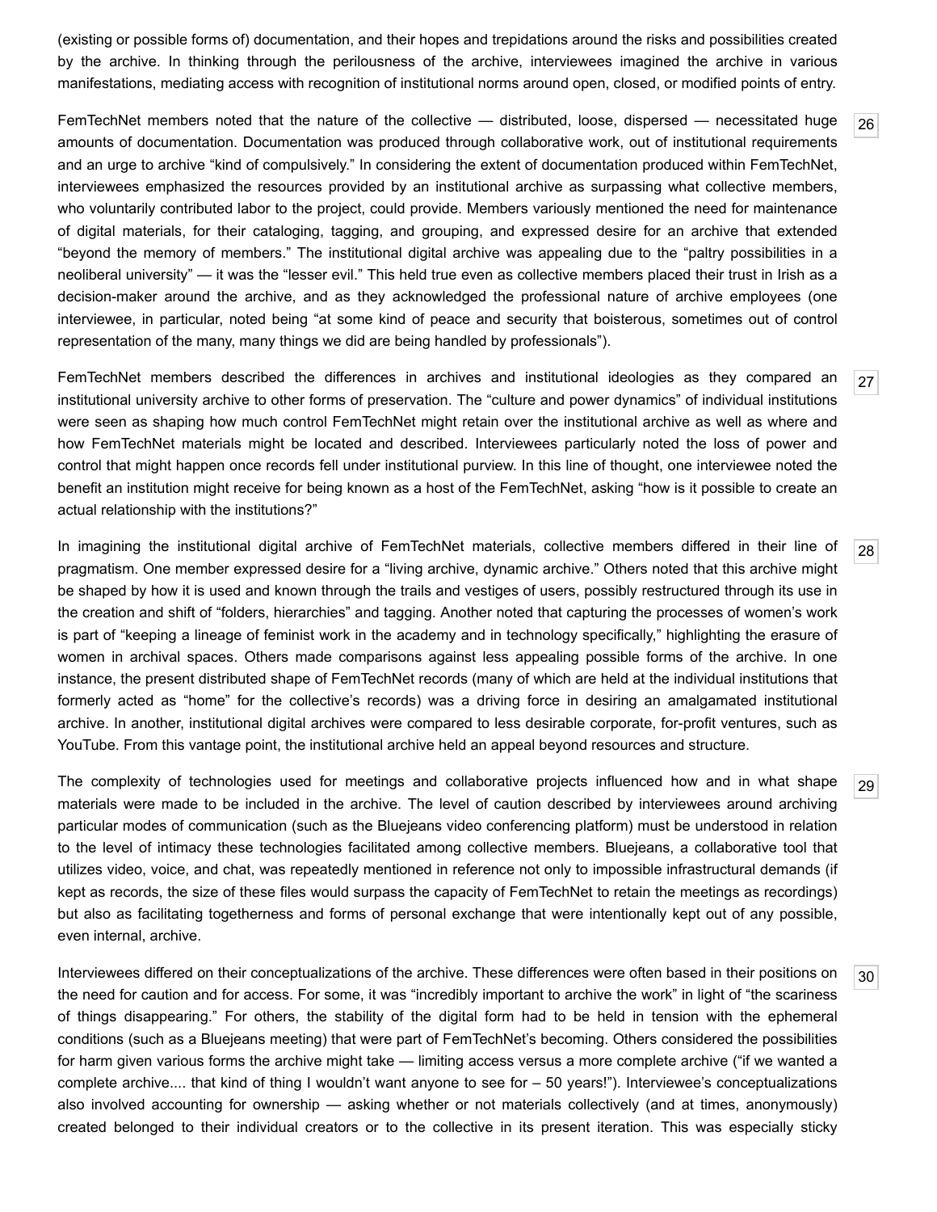(existing or possible forms of) documentation, and their hopes and trepidations around the risks and possibilities created by the archive. In thinking through the perilousness of the archive, interviewees imagined the archive in various manifestations, mediating access with recognition of institutional norms around open, closed, or modified points of entry.

[26] FemTechNet members noted that the nature of the collective — distributed, loose, dispersed — necessitated huge amounts of documentation. Documentation was produced through collaborative work, out of institutional requirements and an urge to archive "kind of compulsively." In considering the extent of documentation produced within FemTechNet, interviewees emphasized the resources provided by an institutional archive as surpassing what collective members, who voluntarily contributed labor to the project, could provide. Members variously mentioned the need for maintenance of digital materials, for their cataloging, tagging, and grouping, and expressed desire for an archive that extended "beyond the memory of members." The institutional digital archive was appealing due to the "paltry possibilities in a neoliberal university" — it was the "lesser evil." This held true even as collective members placed their trust in Irish as a decision-maker around the archive, and as they acknowledged the professional nature of archive employees (one interviewee, in particular, noted being "at some kind of peace and security that boisterous, sometimes out of control representation of the many, many things we did are being handled by professionals").

[27] FemTechNet members described the differences in archives and institutional ideologies as they compared an institutional university archive to other forms of preservation. The "culture and power dynamics" of individual institutions were seen as shaping how much control FemTechNet might retain over the institutional archive as well as where and how FemTechNet materials might be located and described. Interviewees particularly noted the loss of power and control that might happen once records fell under institutional purview. In this line of thought, one interviewee noted the benefit an institution might receive for being known as a host of the FemTechNet, asking "how is it possible to create an actual relationship with the institutions?"

[28] In imagining the institutional digital archive of FemTechNet materials, collective members differed in their line of pragmatism. One member expressed desire for a "living archive, dynamic archive." Others noted that this archive might be shaped by how it is used and known through the trails and vestiges of users, possibly restructured through its use in the creation and shift of "folders, hierarchies" and tagging. Another noted that capturing the processes of women's work is part of "keeping a lineage of feminist work in the academy and in technology specifically," highlighting the erasure of women in archival spaces. Others made comparisons against less appealing possible forms of the archive. In one instance, the present distributed shape of FemTechNet records (many of which are held at the individual institutions that formerly acted as "home" for the collective's records) was a driving force in desiring an amalgamated institutional archive. In another, institutional digital archives were compared to less desirable corporate, for-profit ventures, such as YouTube. From this vantage point, the institutional archive held an appeal beyond resources and structure.

[29] The complexity of technologies used for meetings and collaborative projects influenced how and in what shape materials were made to be included in the archive. The level of caution described by interviewees around archiving particular modes of communication (such as the Bluejeans video conferencing platform) must be understood in relation to the level of intimacy these technologies facilitated among collective members. Bluejeans, a collaborative tool that utilizes video, voice, and chat, was repeatedly mentioned in reference not only to impossible infrastructural demands (if kept as records, the size of these files would surpass the capacity of FemTechNet to retain the meetings as recordings) but also as facilitating togetherness and forms of personal exchange that were intentionally kept out of any possible, even internal, archive.

[30] Interviewees differed on their conceptualizations of the archive. These differences were often based in their positions on the need for caution and for access. For some, it was "incredibly important to archive the work" in light of "the scariness of things disappearing." For others, the stability of the digital form had to be held in tension with the ephemeral conditions (such as a Bluejeans meeting) that were part of FemTechNet's becoming. Others considered the possibilities for harm given various forms the archive might take — limiting access versus a more complete archive ("if we wanted a complete archive.... that kind of thing I wouldn't want anyone to see for – 50 years!"). Interviewee's conceptualizations also involved accounting for ownership — asking whether or not materials collectively (and at times, anonymously) created belonged to their individual creators or to the collective in its present iteration. This was especially sticky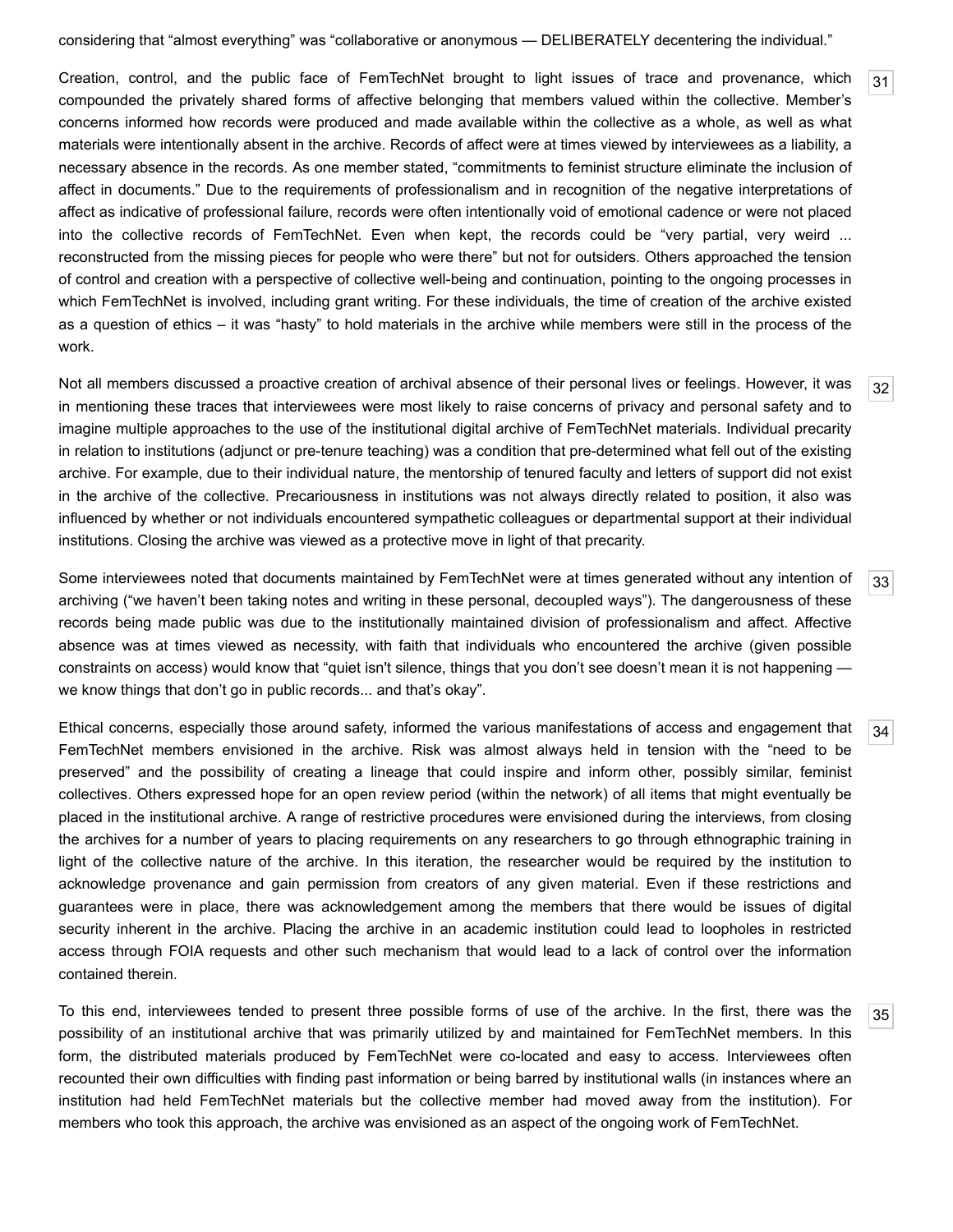considering that "almost everything" was "collaborative or anonymous — DELIBERATELY decentering the individual."

Creation, control, and the public face of FemTechNet brought to light issues of trace and provenance, which compounded the privately shared forms of affective belonging that members valued within the collective. Member's concerns informed how records were produced and made available within the collective as a whole, as well as what materials were intentionally absent in the archive. Records of affect were at times viewed by interviewees as a liability, a necessary absence in the records. As one member stated, "commitments to feminist structure eliminate the inclusion of affect in documents." Due to the requirements of professionalism and in recognition of the negative interpretations of affect as indicative of professional failure, records were often intentionally void of emotional cadence or were not placed into the collective records of FemTechNet. Even when kept, the records could be "very partial, very weird ... reconstructed from the missing pieces for people who were there" but not for outsiders. Others approached the tension of control and creation with a perspective of collective well-being and continuation, pointing to the ongoing processes in which FemTechNet is involved, including grant writing. For these individuals, the time of creation of the archive existed as a question of ethics – it was "hasty" to hold materials in the archive while members were still in the process of the work.

Not all members discussed a proactive creation of archival absence of their personal lives or feelings. However, it was in mentioning these traces that interviewees were most likely to raise concerns of privacy and personal safety and to imagine multiple approaches to the use of the institutional digital archive of FemTechNet materials. Individual precarity in relation to institutions (adjunct or pre-tenure teaching) was a condition that pre-determined what fell out of the existing archive. For example, due to their individual nature, the mentorship of tenured faculty and letters of support did not exist in the archive of the collective. Precariousness in institutions was not always directly related to position, it also was influenced by whether or not individuals encountered sympathetic colleagues or departmental support at their individual institutions. Closing the archive was viewed as a protective move in light of that precarity.

Some interviewees noted that documents maintained by FemTechNet were at times generated without any intention of archiving ("we haven't been taking notes and writing in these personal, decoupled ways"). The dangerousness of these records being made public was due to the institutionally maintained division of professionalism and affect. Affective absence was at times viewed as necessity, with faith that individuals who encountered the archive (given possible constraints on access) would know that "quiet isn't silence, things that you don't see doesn't mean it is not happening — we know things that don't go in public records... and that's okay".

Ethical concerns, especially those around safety, informed the various manifestations of access and engagement that FemTechNet members envisioned in the archive. Risk was almost always held in tension with the "need to be preserved" and the possibility of creating a lineage that could inspire and inform other, possibly similar, feminist collectives. Others expressed hope for an open review period (within the network) of all items that might eventually be placed in the institutional archive. A range of restrictive procedures were envisioned during the interviews, from closing the archives for a number of years to placing requirements on any researchers to go through ethnographic training in light of the collective nature of the archive. In this iteration, the researcher would be required by the institution to acknowledge provenance and gain permission from creators of any given material. Even if these restrictions and guarantees were in place, there was acknowledgement among the members that there would be issues of digital security inherent in the archive. Placing the archive in an academic institution could lead to loopholes in restricted access through FOIA requests and other such mechanism that would lead to a lack of control over the information contained therein.

To this end, interviewees tended to present three possible forms of use of the archive. In the first, there was the possibility of an institutional archive that was primarily utilized by and maintained for FemTechNet members. In this form, the distributed materials produced by FemTechNet were co-located and easy to access. Interviewees often recounted their own difficulties with finding past information or being barred by institutional walls (in instances where an institution had held FemTechNet materials but the collective member had moved away from the institution). For members who took this approach, the archive was envisioned as an aspect of the ongoing work of FemTechNet.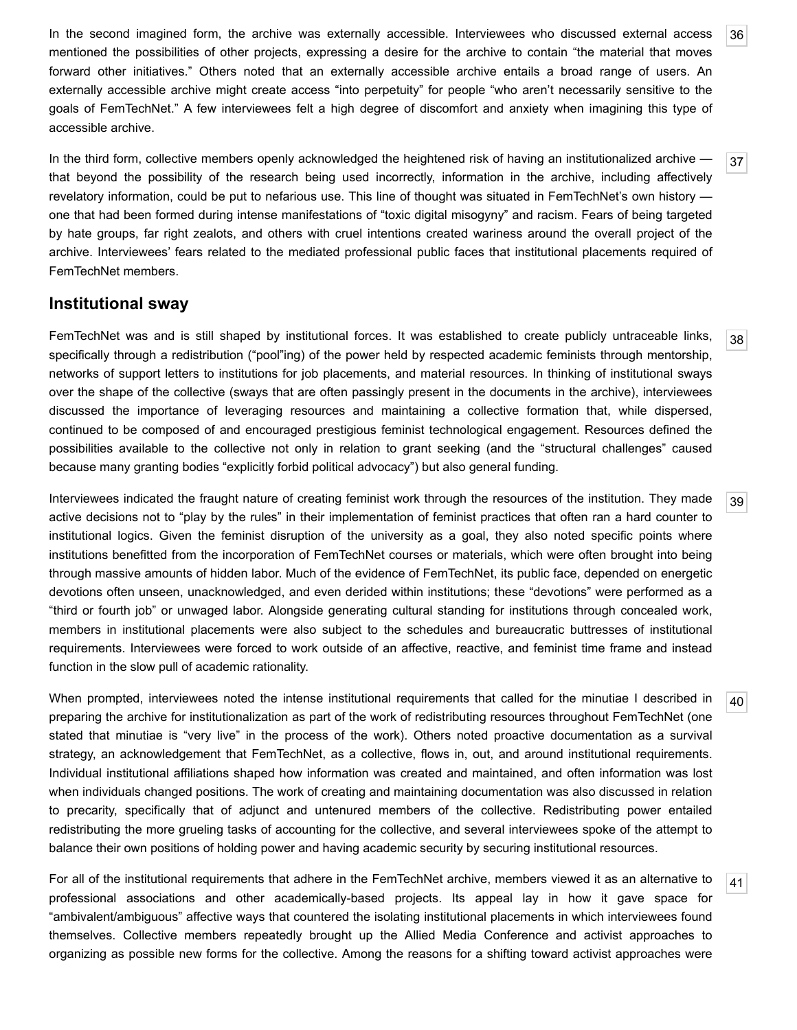In the second imagined form, the archive was externally accessible. Interviewees who discussed external access mentioned the possibilities of other projects, expressing a desire for the archive to contain "the material that moves forward other initiatives." Others noted that an externally accessible archive entails a broad range of users. An externally accessible archive might create access "into perpetuity" for people "who aren't necessarily sensitive to the goals of FemTechNet." A few interviewees felt a high degree of discomfort and anxiety when imagining this type of accessible archive.

In the third form, collective members openly acknowledged the heightened risk of having an institutionalized archive — that beyond the possibility of the research being used incorrectly, information in the archive, including affectively revelatory information, could be put to nefarious use. This line of thought was situated in FemTechNet's own history — one that had been formed during intense manifestations of "toxic digital misogyny" and racism. Fears of being targeted by hate groups, far right zealots, and others with cruel intentions created wariness around the overall project of the archive. Interviewees' fears related to the mediated professional public faces that institutional placements required of FemTechNet members.

## Institutional sway

FemTechNet was and is still shaped by institutional forces. It was established to create publicly untraceable links, specifically through a redistribution ("pool"ing) of the power held by respected academic feminists through mentorship, networks of support letters to institutions for job placements, and material resources. In thinking of institutional sways over the shape of the collective (sways that are often passingly present in the documents in the archive), interviewees discussed the importance of leveraging resources and maintaining a collective formation that, while dispersed, continued to be composed of and encouraged prestigious feminist technological engagement. Resources defined the possibilities available to the collective not only in relation to grant seeking (and the "structural challenges" caused because many granting bodies "explicitly forbid political advocacy") but also general funding.

Interviewees indicated the fraught nature of creating feminist work through the resources of the institution. They made active decisions not to "play by the rules" in their implementation of feminist practices that often ran a hard counter to institutional logics. Given the feminist disruption of the university as a goal, they also noted specific points where institutions benefitted from the incorporation of FemTechNet courses or materials, which were often brought into being through massive amounts of hidden labor. Much of the evidence of FemTechNet, its public face, depended on energetic devotions often unseen, unacknowledged, and even derided within institutions; these "devotions" were performed as a "third or fourth job" or unwaged labor. Alongside generating cultural standing for institutions through concealed work, members in institutional placements were also subject to the schedules and bureaucratic buttresses of institutional requirements. Interviewees were forced to work outside of an affective, reactive, and feminist time frame and instead function in the slow pull of academic rationality.

When prompted, interviewees noted the intense institutional requirements that called for the minutiae I described in preparing the archive for institutionalization as part of the work of redistributing resources throughout FemTechNet (one stated that minutiae is "very live" in the process of the work). Others noted proactive documentation as a survival strategy, an acknowledgement that FemTechNet, as a collective, flows in, out, and around institutional requirements. Individual institutional affiliations shaped how information was created and maintained, and often information was lost when individuals changed positions. The work of creating and maintaining documentation was also discussed in relation to precarity, specifically that of adjunct and untenured members of the collective. Redistributing power entailed redistributing the more grueling tasks of accounting for the collective, and several interviewees spoke of the attempt to balance their own positions of holding power and having academic security by securing institutional resources.

For all of the institutional requirements that adhere in the FemTechNet archive, members viewed it as an alternative to professional associations and other academically-based projects. Its appeal lay in how it gave space for "ambivalent/ambiguous" affective ways that countered the isolating institutional placements in which interviewees found themselves. Collective members repeatedly brought up the Allied Media Conference and activist approaches to organizing as possible new forms for the collective. Among the reasons for a shifting toward activist approaches were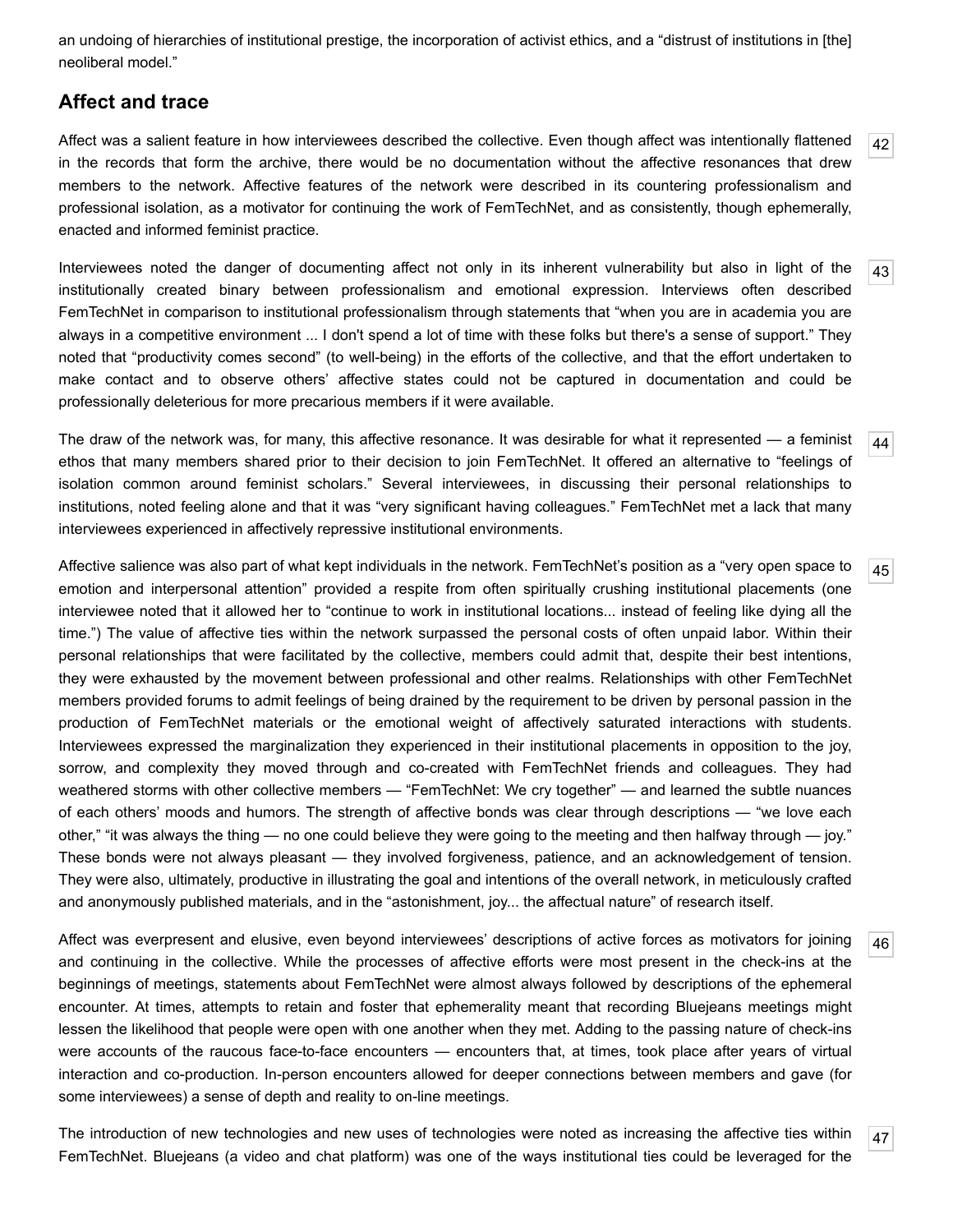an undoing of hierarchies of institutional prestige, the incorporation of activist ethics, and a "distrust of institutions in [the] neoliberal model."

## Affect and trace

Affect was a salient feature in how interviewees described the collective. Even though affect was intentionally flattened in the records that form the archive, there would be no documentation without the affective resonances that drew members to the network. Affective features of the network were described in its countering professionalism and professional isolation, as a motivator for continuing the work of FemTechNet, and as consistently, though ephemerally, enacted and informed feminist practice.

Interviewees noted the danger of documenting affect not only in its inherent vulnerability but also in light of the institutionally created binary between professionalism and emotional expression. Interviews often described FemTechNet in comparison to institutional professionalism through statements that "when you are in academia you are always in a competitive environment ... I don't spend a lot of time with these folks but there's a sense of support." They noted that "productivity comes second" (to well-being) in the efforts of the collective, and that the effort undertaken to make contact and to observe others' affective states could not be captured in documentation and could be professionally deleterious for more precarious members if it were available.

The draw of the network was, for many, this affective resonance. It was desirable for what it represented — a feminist ethos that many members shared prior to their decision to join FemTechNet. It offered an alternative to "feelings of isolation common around feminist scholars." Several interviewees, in discussing their personal relationships to institutions, noted feeling alone and that it was "very significant having colleagues." FemTechNet met a lack that many interviewees experienced in affectively repressive institutional environments.

Affective salience was also part of what kept individuals in the network. FemTechNet's position as a "very open space to emotion and interpersonal attention" provided a respite from often spiritually crushing institutional placements (one interviewee noted that it allowed her to "continue to work in institutional locations... instead of feeling like dying all the time.") The value of affective ties within the network surpassed the personal costs of often unpaid labor. Within their personal relationships that were facilitated by the collective, members could admit that, despite their best intentions, they were exhausted by the movement between professional and other realms. Relationships with other FemTechNet members provided forums to admit feelings of being drained by the requirement to be driven by personal passion in the production of FemTechNet materials or the emotional weight of affectively saturated interactions with students. Interviewees expressed the marginalization they experienced in their institutional placements in opposition to the joy, sorrow, and complexity they moved through and co-created with FemTechNet friends and colleagues. They had weathered storms with other collective members — "FemTechNet: We cry together" — and learned the subtle nuances of each others' moods and humors. The strength of affective bonds was clear through descriptions — "we love each other," "it was always the thing — no one could believe they were going to the meeting and then halfway through — joy." These bonds were not always pleasant — they involved forgiveness, patience, and an acknowledgement of tension. They were also, ultimately, productive in illustrating the goal and intentions of the overall network, in meticulously crafted and anonymously published materials, and in the "astonishment, joy... the affectual nature" of research itself.

Affect was everpresent and elusive, even beyond interviewees' descriptions of active forces as motivators for joining and continuing in the collective. While the processes of affective efforts were most present in the check-ins at the beginnings of meetings, statements about FemTechNet were almost always followed by descriptions of the ephemeral encounter. At times, attempts to retain and foster that ephemerality meant that recording Bluejeans meetings might lessen the likelihood that people were open with one another when they met. Adding to the passing nature of check-ins were accounts of the raucous face-to-face encounters — encounters that, at times, took place after years of virtual interaction and co-production. In-person encounters allowed for deeper connections between members and gave (for some interviewees) a sense of depth and reality to on-line meetings.

The introduction of new technologies and new uses of technologies were noted as increasing the affective ties within FemTechNet. Bluejeans (a video and chat platform) was one of the ways institutional ties could be leveraged for the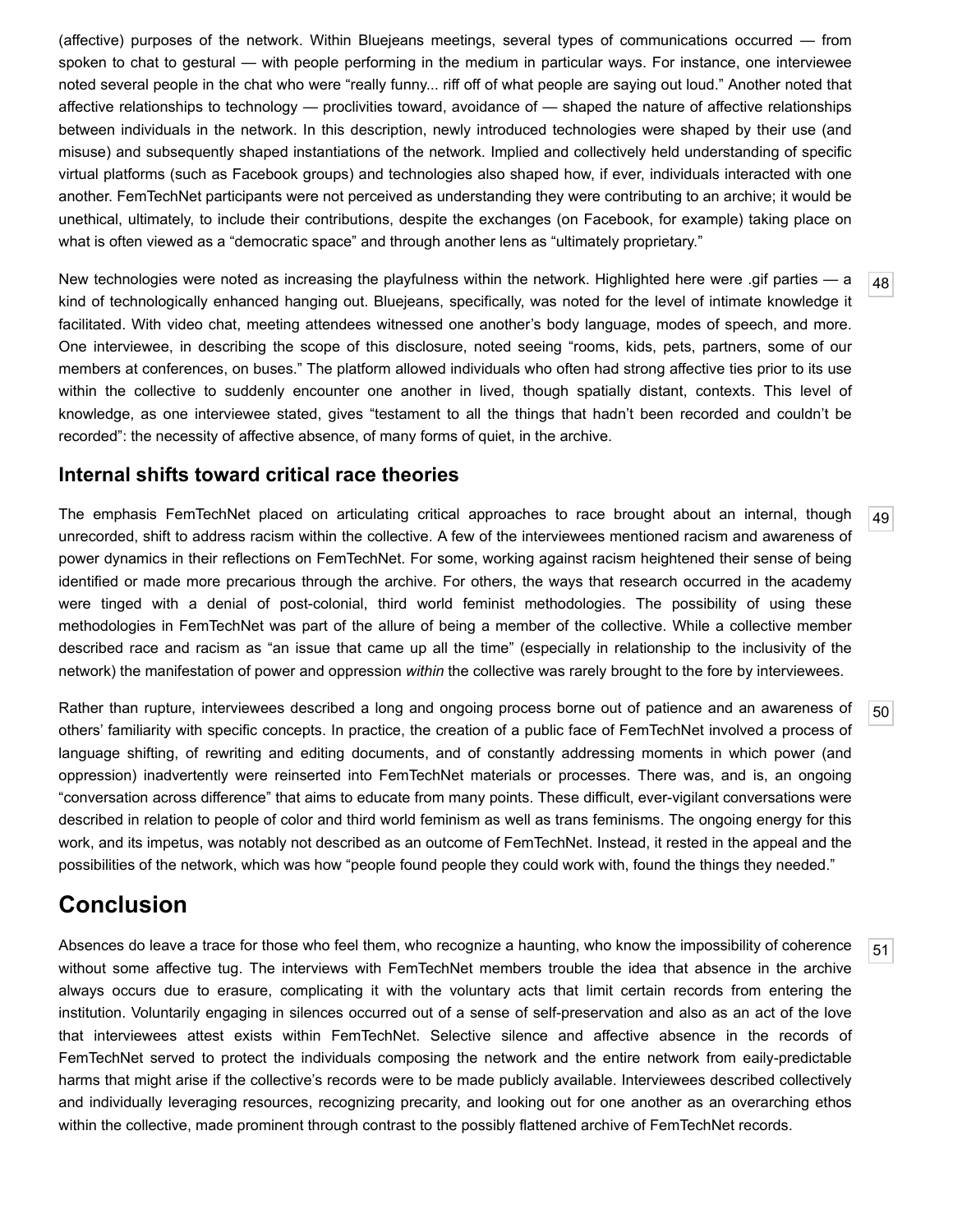(affective) purposes of the network. Within Bluejeans meetings, several types of communications occurred — from spoken to chat to gestural — with people performing in the medium in particular ways. For instance, one interviewee noted several people in the chat who were "really funny... riff off of what people are saying out loud." Another noted that affective relationships to technology — proclivities toward, avoidance of — shaped the nature of affective relationships between individuals in the network. In this description, newly introduced technologies were shaped by their use (and misuse) and subsequently shaped instantiations of the network. Implied and collectively held understanding of specific virtual platforms (such as Facebook groups) and technologies also shaped how, if ever, individuals interacted with one another. FemTechNet participants were not perceived as understanding they were contributing to an archive; it would be unethical, ultimately, to include their contributions, despite the exchanges (on Facebook, for example) taking place on what is often viewed as a "democratic space" and through another lens as "ultimately proprietary."

[48] New technologies were noted as increasing the playfulness within the network. Highlighted here were .gif parties — a kind of technologically enhanced hanging out. Bluejeans, specifically, was noted for the level of intimate knowledge it facilitated. With video chat, meeting attendees witnessed one another's body language, modes of speech, and more. One interviewee, in describing the scope of this disclosure, noted seeing "rooms, kids, pets, partners, some of our members at conferences, on buses." The platform allowed individuals who often had strong affective ties prior to its use within the collective to suddenly encounter one another in lived, though spatially distant, contexts. This level of knowledge, as one interviewee stated, gives "testament to all the things that hadn't been recorded and couldn't be recorded": the necessity of affective absence, of many forms of quiet, in the archive.

### Internal shifts toward critical race theories

[49] The emphasis FemTechNet placed on articulating critical approaches to race brought about an internal, though unrecorded, shift to address racism within the collective. A few of the interviewees mentioned racism and awareness of power dynamics in their reflections on FemTechNet. For some, working against racism heightened their sense of being identified or made more precarious through the archive. For others, the ways that research occurred in the academy were tinged with a denial of post-colonial, third world feminist methodologies. The possibility of using these methodologies in FemTechNet was part of the allure of being a member of the collective. While a collective member described race and racism as "an issue that came up all the time" (especially in relationship to the inclusivity of the network) the manifestation of power and oppression *within* the collective was rarely brought to the fore by interviewees.

[50] Rather than rupture, interviewees described a long and ongoing process borne out of patience and an awareness of others' familiarity with specific concepts. In practice, the creation of a public face of FemTechNet involved a process of language shifting, of rewriting and editing documents, and of constantly addressing moments in which power (and oppression) inadvertently were reinserted into FemTechNet materials or processes. There was, and is, an ongoing "conversation across difference" that aims to educate from many points. These difficult, ever-vigilant conversations were described in relation to people of color and third world feminism as well as trans feminisms. The ongoing energy for this work, and its impetus, was notably not described as an outcome of FemTechNet. Instead, it rested in the appeal and the possibilities of the network, which was how "people found people they could work with, found the things they needed."

## Conclusion

[51] Absences do leave a trace for those who feel them, who recognize a haunting, who know the impossibility of coherence without some affective tug. The interviews with FemTechNet members trouble the idea that absence in the archive always occurs due to erasure, complicating it with the voluntary acts that limit certain records from entering the institution. Voluntarily engaging in silences occurred out of a sense of self-preservation and also as an act of the love that interviewees attest exists within FemTechNet. Selective silence and affective absence in the records of FemTechNet served to protect the individuals composing the network and the entire network from eaily-predictable harms that might arise if the collective's records were to be made publicly available. Interviewees described collectively and individually leveraging resources, recognizing precarity, and looking out for one another as an overarching ethos within the collective, made prominent through contrast to the possibly flattened archive of FemTechNet records.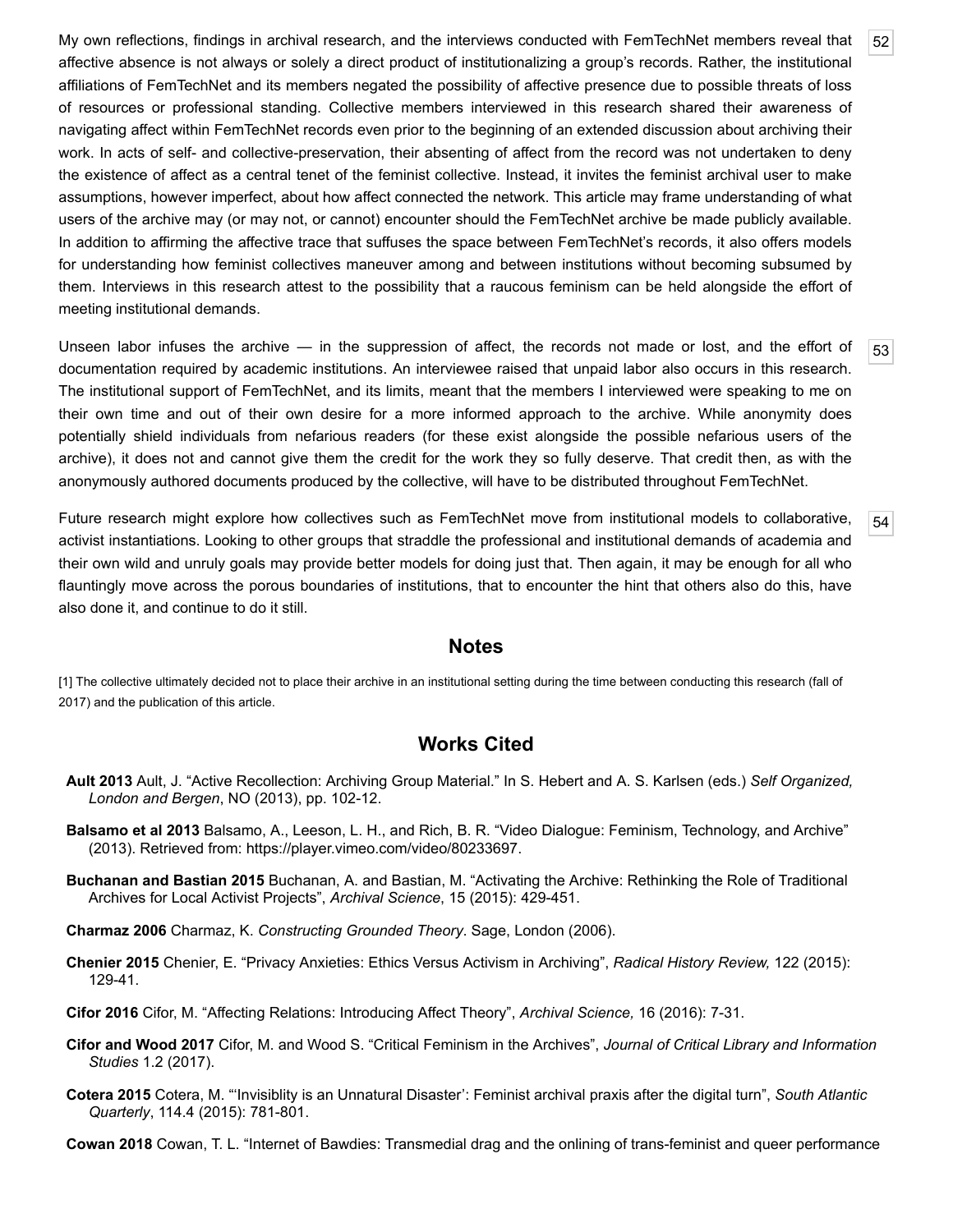My own reflections, findings in archival research, and the interviews conducted with FemTechNet members reveal that affective absence is not always or solely a direct product of institutionalizing a group's records. Rather, the institutional affiliations of FemTechNet and its members negated the possibility of affective presence due to possible threats of loss of resources or professional standing. Collective members interviewed in this research shared their awareness of navigating affect within FemTechNet records even prior to the beginning of an extended discussion about archiving their work. In acts of self- and collective-preservation, their absenting of affect from the record was not undertaken to deny the existence of affect as a central tenet of the feminist collective. Instead, it invites the feminist archival user to make assumptions, however imperfect, about how affect connected the network. This article may frame understanding of what users of the archive may (or may not, or cannot) encounter should the FemTechNet archive be made publicly available. In addition to affirming the affective trace that suffuses the space between FemTechNet's records, it also offers models for understanding how feminist collectives maneuver among and between institutions without becoming subsumed by them. Interviews in this research attest to the possibility that a raucous feminism can be held alongside the effort of meeting institutional demands.

Unseen labor infuses the archive — in the suppression of affect, the records not made or lost, and the effort of documentation required by academic institutions. An interviewee raised that unpaid labor also occurs in this research. The institutional support of FemTechNet, and its limits, meant that the members I interviewed were speaking to me on their own time and out of their own desire for a more informed approach to the archive. While anonymity does potentially shield individuals from nefarious readers (for these exist alongside the possible nefarious users of the archive), it does not and cannot give them the credit for the work they so fully deserve. That credit then, as with the anonymously authored documents produced by the collective, will have to be distributed throughout FemTechNet.

Future research might explore how collectives such as FemTechNet move from institutional models to collaborative, activist instantiations. Looking to other groups that straddle the professional and institutional demands of academia and their own wild and unruly goals may provide better models for doing just that. Then again, it may be enough for all who flauntingly move across the porous boundaries of institutions, that to encounter the hint that others also do this, have also done it, and continue to do it still.

## Notes

[1] The collective ultimately decided not to place their archive in an institutional setting during the time between conducting this research (fall of 2017) and the publication of this article.

## Works Cited

**Ault 2013** Ault, J. "Active Recollection: Archiving Group Material." In S. Hebert and A. S. Karlsen (eds.) *Self Organized, London and Bergen*, NO (2013), pp. 102-12.

**Balsamo et al 2013** Balsamo, A., Leeson, L. H., and Rich, B. R. "Video Dialogue: Feminism, Technology, and Archive" (2013). Retrieved from: https://player.vimeo.com/video/80233697.

**Buchanan and Bastian 2015** Buchanan, A. and Bastian, M. "Activating the Archive: Rethinking the Role of Traditional Archives for Local Activist Projects", *Archival Science*, 15 (2015): 429-451.

**Charmaz 2006** Charmaz, K. *Constructing Grounded Theory*. Sage, London (2006).

**Chenier 2015** Chenier, E. "Privacy Anxieties: Ethics Versus Activism in Archiving", *Radical History Review,* 122 (2015): 129-41.

**Cifor 2016** Cifor, M. "Affecting Relations: Introducing Affect Theory", *Archival Science,* 16 (2016): 7-31.

**Cifor and Wood 2017** Cifor, M. and Wood S. "Critical Feminism in the Archives", *Journal of Critical Library and Information Studies* 1.2 (2017).

**Cotera 2015** Cotera, M. "'Invisiblity is an Unnatural Disaster': Feminist archival praxis after the digital turn", *South Atlantic Quarterly*, 114.4 (2015): 781-801.

**Cowan 2018** Cowan, T. L. "Internet of Bawdies: Transmedial drag and the onlining of trans-feminist and queer performance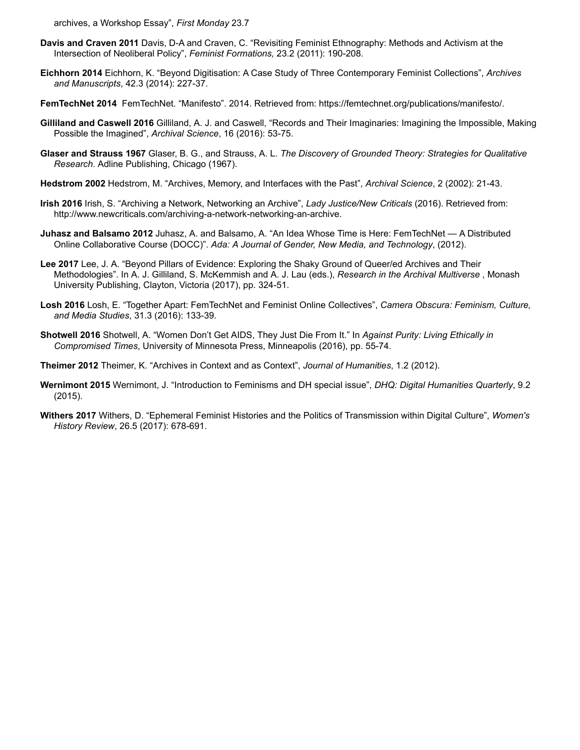archives, a Workshop Essay", *First Monday* 23.7

**Davis and Craven 2011** Davis, D-A and Craven, C. "Revisiting Feminist Ethnography: Methods and Activism at the Intersection of Neoliberal Policy", *Feminist Formations,* 23.2 (2011): 190-208.

**Eichhorn 2014** Eichhorn, K. "Beyond Digitisation: A Case Study of Three Contemporary Feminist Collections", *Archives and Manuscripts*, 42.3 (2014): 227-37.

**FemTechNet 2014** FemTechNet. "Manifesto". 2014. Retrieved from: https://femtechnet.org/publications/manifesto/.

**Gilliland and Caswell 2016** Gilliland, A. J. and Caswell, "Records and Their Imaginaries: Imagining the Impossible, Making Possible the Imagined", *Archival Science*, 16 (2016): 53-75.

**Glaser and Strauss 1967** Glaser, B. G., and Strauss, A. L. *The Discovery of Grounded Theory: Strategies for Qualitative Research*. Adline Publishing, Chicago (1967).

**Hedstrom 2002** Hedstrom, M. "Archives, Memory, and Interfaces with the Past", *Archival Science*, 2 (2002): 21-43.

**Irish 2016** Irish, S. "Archiving a Network, Networking an Archive", *Lady Justice/New Criticals* (2016). Retrieved from: http://www.newcriticals.com/archiving-a-network-networking-an-archive.

**Juhasz and Balsamo 2012** Juhasz, A. and Balsamo, A. "An Idea Whose Time is Here: FemTechNet — A Distributed Online Collaborative Course (DOCC)". *Ada: A Journal of Gender, New Media, and Technology*, (2012).

**Lee 2017** Lee, J. A. "Beyond Pillars of Evidence: Exploring the Shaky Ground of Queer/ed Archives and Their Methodologies". In A. J. Gilliland, S. McKemmish and A. J. Lau (eds.), *Research in the Archival Multiverse* , Monash University Publishing, Clayton, Victoria (2017), pp. 324-51.

**Losh 2016** Losh, E. "Together Apart: FemTechNet and Feminist Online Collectives", *Camera Obscura: Feminism, Culture, and Media Studies*, 31.3 (2016): 133-39.

**Shotwell 2016** Shotwell, A. "Women Don't Get AIDS, They Just Die From It." In *Against Purity: Living Ethically in Compromised Times*, University of Minnesota Press, Minneapolis (2016), pp. 55-74.

**Theimer 2012** Theimer, K. "Archives in Context and as Context", *Journal of Humanities*, 1.2 (2012).

**Wernimont 2015** Wernimont, J. "Introduction to Feminisms and DH special issue", *DHQ: Digital Humanities Quarterly*, 9.2 (2015).

**Withers 2017** Withers, D. "Ephemeral Feminist Histories and the Politics of Transmission within Digital Culture", *Women's History Review*, 26.5 (2017): 678-691.